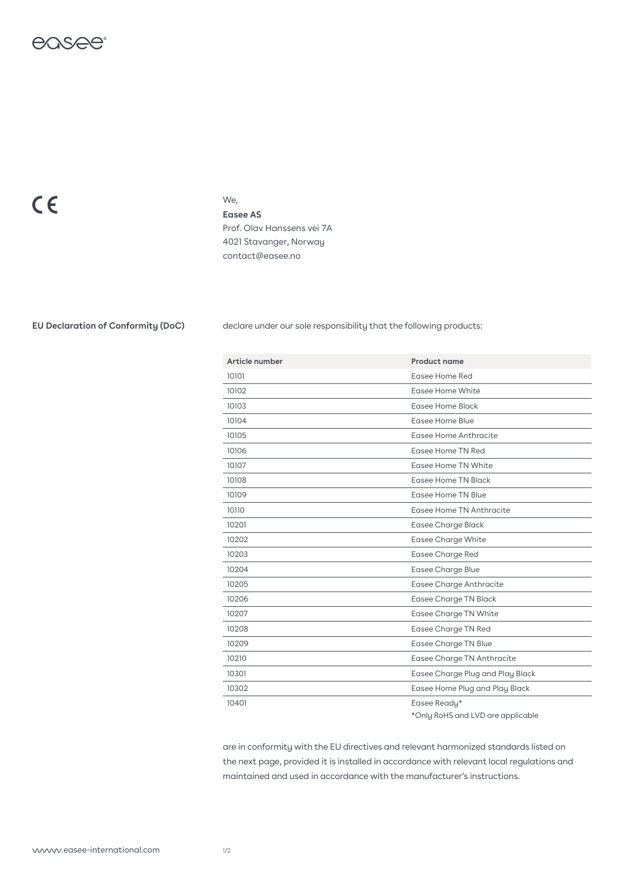CE

We,

**Easee AS**
Prof. Olav Hanssens vei 7A
4021 Stavanger, Norway
contact@easee.no

**EU Declaration of Conformity (DoC)**

declare under our sole responsibility that the following products:

| Article number | Product name |
|---|---|
| 10101 | Easee Home Red |
| 10102 | Easee Home White |
| 10103 | Easee Home Black |
| 10104 | Easee Home Blue |
| 10105 | Easee Home Anthracite |
| 10106 | Easee Home TN Red |
| 10107 | Easee Home TN White |
| 10108 | Easee Home TN Black |
| 10109 | Easee Home TN Blue |
| 10110 | Easee Home TN Anthracite |
| 10201 | Easee Charge Black |
| 10202 | Easee Charge White |
| 10203 | Easee Charge Red |
| 10204 | Easee Charge Blue |
| 10205 | Easee Charge Anthracite |
| 10206 | Easee Charge TN Black |
| 10207 | Easee Charge TN White |
| 10208 | Easee Charge TN Red |
| 10209 | Easee Charge TN Blue |
| 10210 | Easee Charge TN Anthracite |
| 10301 | Easee Charge Plug and Play Black |
| 10302 | Easee Home Plug and Play Black |
| 10401 | Easee Ready* |

*Only RoHS and LVD are applicable

are in conformity with the EU directives and relevant harmonized standards listed on the next page, provided it is installed in accordance with relevant local regulations and maintained and used in accordance with the manufacturer's instructions.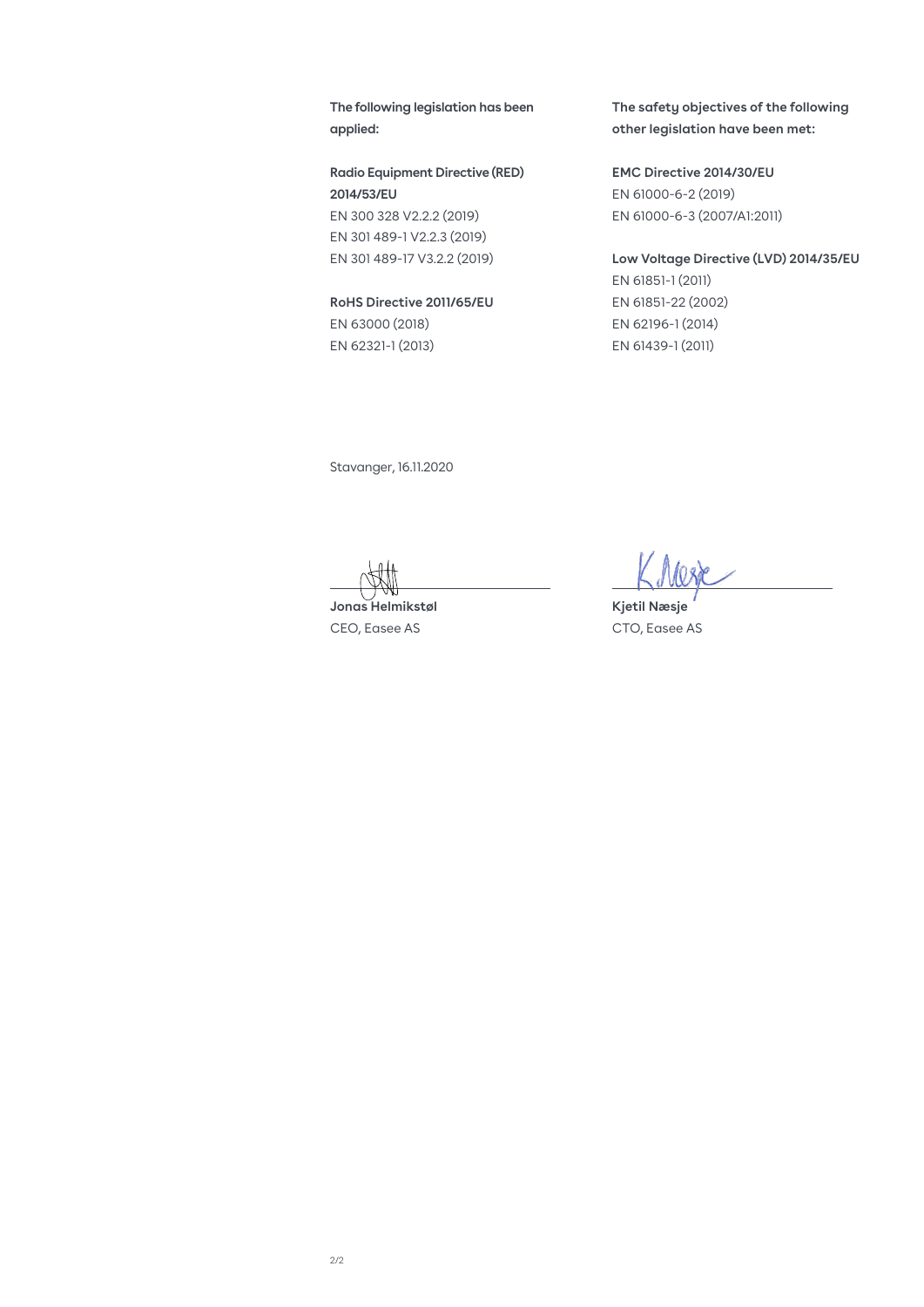**The following legislation has been applied:**

**Radio Equipment Directive (RED) 2014/53/EU**
EN 300 328 V2.2.2 (2019)
EN 301 489-1 V2.2.3 (2019)
EN 301 489-17 V3.2.2 (2019)

**RoHS Directive 2011/65/EU**
EN 63000 (2018)
EN 62321-1 (2013)

**The safety objectives of the following other legislation have been met:**

**EMC Directive 2014/30/EU**
EN 61000-6-2 (2019)
EN 61000-6-3 (2007/A1:2011)

**Low Voltage Directive (LVD) 2014/35/EU**
EN 61851-1 (2011)
EN 61851-22 (2002)
EN 62196-1 (2014)
EN 61439-1 (2011)

Stavanger, 16.11.2020

**Jonas Helmikstøl**
CEO, Easee AS

**Kjetil Næsje**
CTO, Easee AS